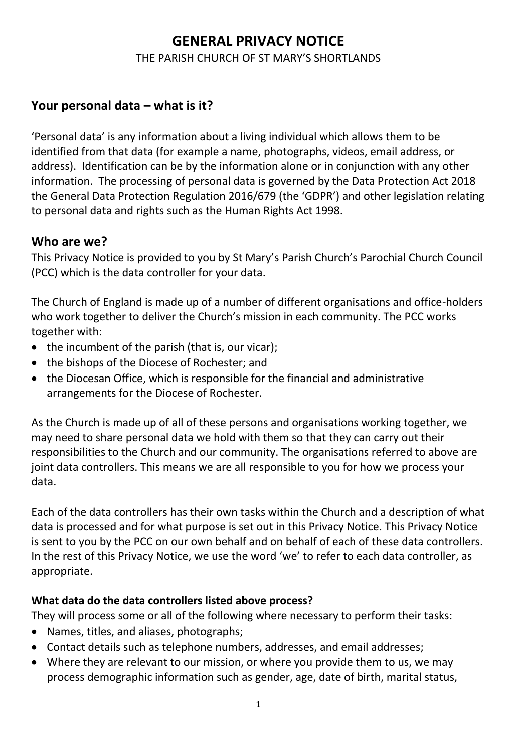# GENERAL PRIVACY NOTICE

THE PARISH CHURCH OF ST MARY'S SHORTLANDS

## Your personal data – what is it?

'Personal data' is any information about a living individual which allows them to be identified from that data (for example a name, photographs, videos, email address, or address). Identification can be by the information alone or in conjunction with any other information. The processing of personal data is governed by the Data Protection Act 2018 the General Data Protection Regulation 2016/679 (the 'GDPR') and other legislation relating to personal data and rights such as the Human Rights Act 1998.

## Who are we?

This Privacy Notice is provided to you by St Mary's Parish Church's Parochial Church Council (PCC) which is the data controller for your data.

The Church of England is made up of a number of different organisations and office-holders who work together to deliver the Church's mission in each community. The PCC works together with:

- the incumbent of the parish (that is, our vicar);
- the bishops of the Diocese of Rochester; and
- the Diocesan Office, which is responsible for the financial and administrative arrangements for the Diocese of Rochester.

As the Church is made up of all of these persons and organisations working together, we may need to share personal data we hold with them so that they can carry out their responsibilities to the Church and our community. The organisations referred to above are joint data controllers. This means we are all responsible to you for how we process your data.

Each of the data controllers has their own tasks within the Church and a description of what data is processed and for what purpose is set out in this Privacy Notice. This Privacy Notice is sent to you by the PCC on our own behalf and on behalf of each of these data controllers. In the rest of this Privacy Notice, we use the word 'we' to refer to each data controller, as appropriate.

### What data do the data controllers listed above process?

They will process some or all of the following where necessary to perform their tasks:

- Names, titles, and aliases, photographs;
- Contact details such as telephone numbers, addresses, and email addresses;
- Where they are relevant to our mission, or where you provide them to us, we may process demographic information such as gender, age, date of birth, marital status,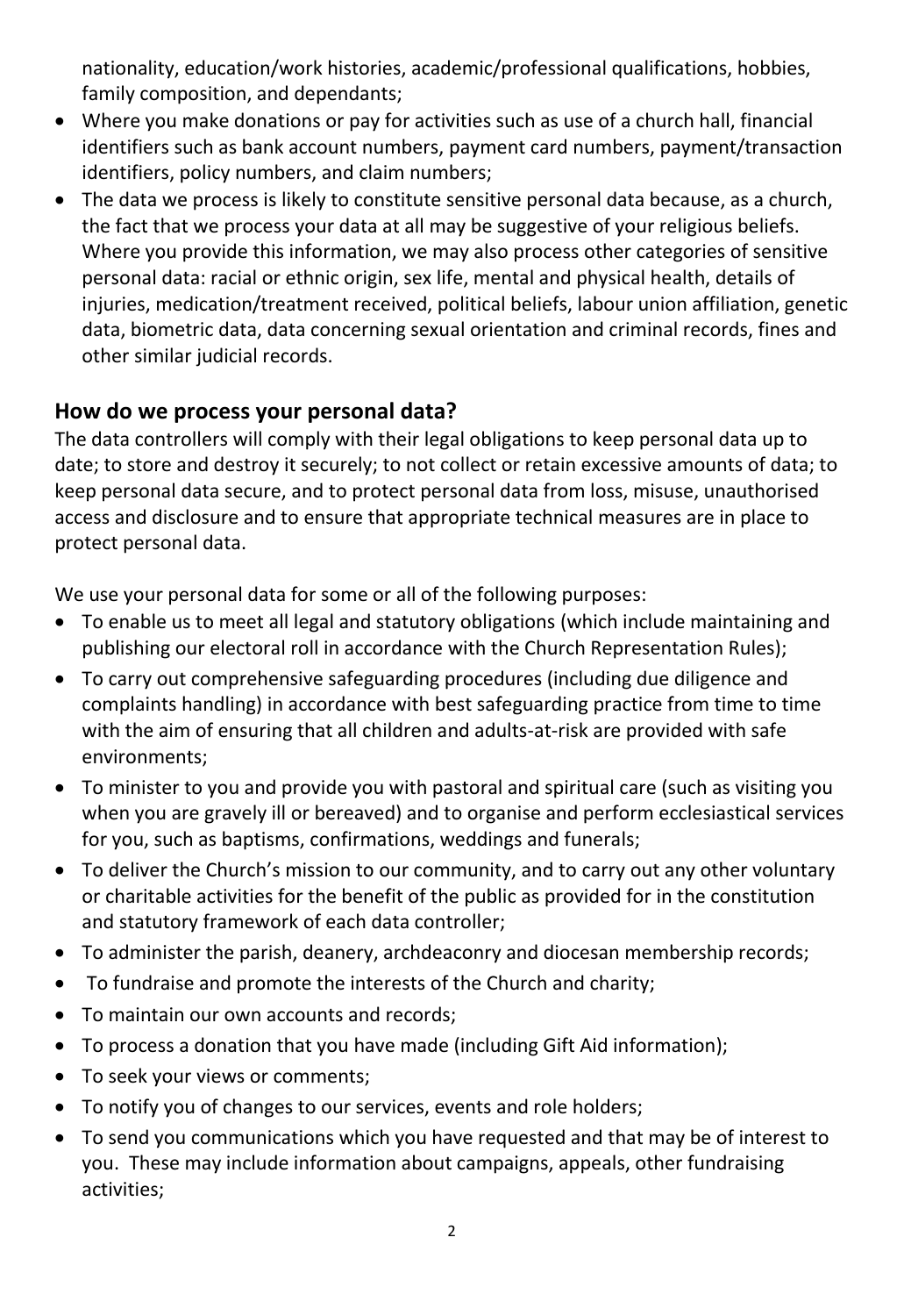nationality, education/work histories, academic/professional qualifications, hobbies, family composition, and dependants;

- Where you make donations or pay for activities such as use of a church hall, financial identifiers such as bank account numbers, payment card numbers, payment/transaction identifiers, policy numbers, and claim numbers;
- The data we process is likely to constitute sensitive personal data because, as a church, the fact that we process your data at all may be suggestive of your religious beliefs. Where you provide this information, we may also process other categories of sensitive personal data: racial or ethnic origin, sex life, mental and physical health, details of injuries, medication/treatment received, political beliefs, labour union affiliation, genetic data, biometric data, data concerning sexual orientation and criminal records, fines and other similar judicial records.

## How do we process your personal data?

The data controllers will comply with their legal obligations to keep personal data up to date; to store and destroy it securely; to not collect or retain excessive amounts of data; to keep personal data secure, and to protect personal data from loss, misuse, unauthorised access and disclosure and to ensure that appropriate technical measures are in place to protect personal data.

We use your personal data for some or all of the following purposes:

- To enable us to meet all legal and statutory obligations (which include maintaining and publishing our electoral roll in accordance with the Church Representation Rules);
- To carry out comprehensive safeguarding procedures (including due diligence and complaints handling) in accordance with best safeguarding practice from time to time with the aim of ensuring that all children and adults-at-risk are provided with safe environments;
- To minister to you and provide you with pastoral and spiritual care (such as visiting you when you are gravely ill or bereaved) and to organise and perform ecclesiastical services for you, such as baptisms, confirmations, weddings and funerals;
- To deliver the Church's mission to our community, and to carry out any other voluntary or charitable activities for the benefit of the public as provided for in the constitution and statutory framework of each data controller;
- To administer the parish, deanery, archdeaconry and diocesan membership records;
- To fundraise and promote the interests of the Church and charity;
- To maintain our own accounts and records;
- To process a donation that you have made (including Gift Aid information);
- To seek your views or comments;
- To notify you of changes to our services, events and role holders;
- To send you communications which you have requested and that may be of interest to you. These may include information about campaigns, appeals, other fundraising activities;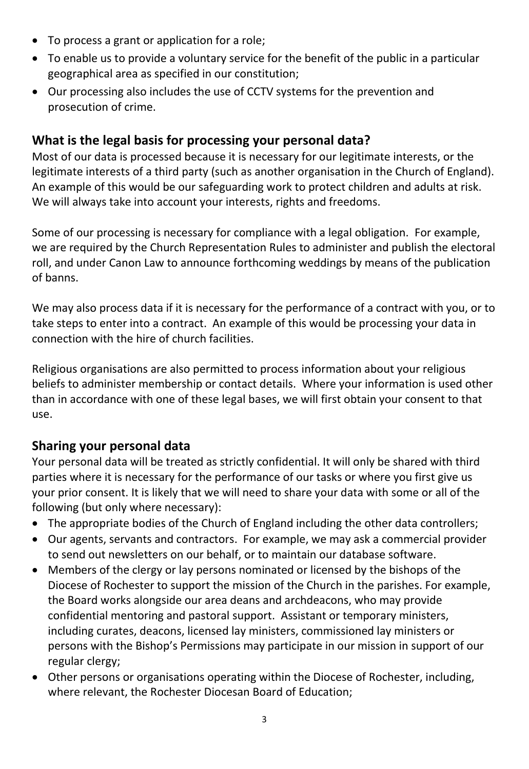- To process a grant or application for a role;
- To enable us to provide a voluntary service for the benefit of the public in a particular geographical area as specified in our constitution;
- Our processing also includes the use of CCTV systems for the prevention and prosecution of crime.

## What is the legal basis for processing your personal data?

Most of our data is processed because it is necessary for our legitimate interests, or the legitimate interests of a third party (such as another organisation in the Church of England). An example of this would be our safeguarding work to protect children and adults at risk. We will always take into account your interests, rights and freedoms.

Some of our processing is necessary for compliance with a legal obligation. For example, we are required by the Church Representation Rules to administer and publish the electoral roll, and under Canon Law to announce forthcoming weddings by means of the publication of banns.

We may also process data if it is necessary for the performance of a contract with you, or to take steps to enter into a contract. An example of this would be processing your data in connection with the hire of church facilities.

Religious organisations are also permitted to process information about your religious beliefs to administer membership or contact details. Where your information is used other than in accordance with one of these legal bases, we will first obtain your consent to that use.

## Sharing your personal data

Your personal data will be treated as strictly confidential. It will only be shared with third parties where it is necessary for the performance of our tasks or where you first give us your prior consent. It is likely that we will need to share your data with some or all of the following (but only where necessary):

- The appropriate bodies of the Church of England including the other data controllers;
- Our agents, servants and contractors. For example, we may ask a commercial provider to send out newsletters on our behalf, or to maintain our database software.
- Members of the clergy or lay persons nominated or licensed by the bishops of the Diocese of Rochester to support the mission of the Church in the parishes. For example, the Board works alongside our area deans and archdeacons, who may provide confidential mentoring and pastoral support. Assistant or temporary ministers, including curates, deacons, licensed lay ministers, commissioned lay ministers or persons with the Bishop's Permissions may participate in our mission in support of our regular clergy;
- Other persons or organisations operating within the Diocese of Rochester, including, where relevant, the Rochester Diocesan Board of Education;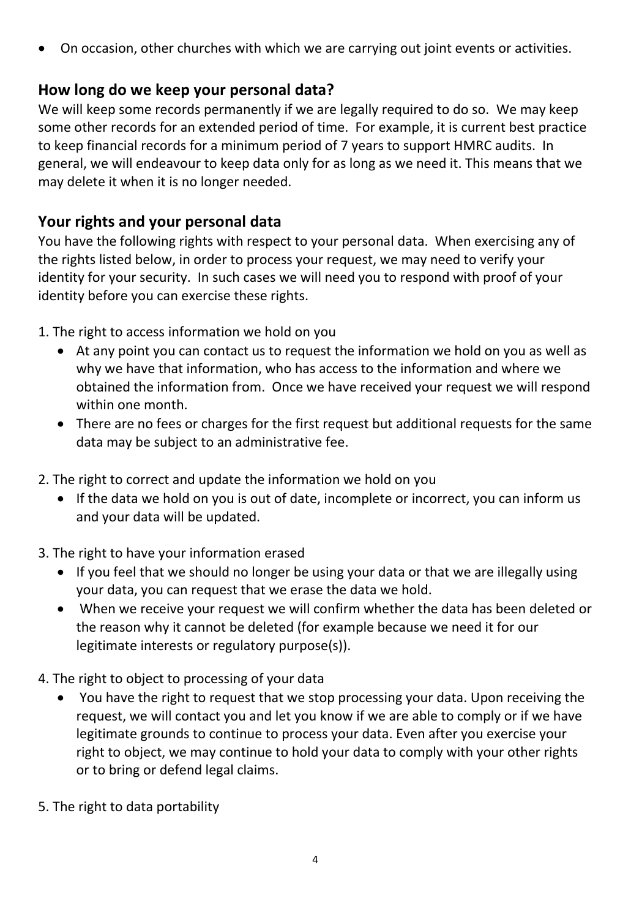- On occasion, other churches with which we are carrying out joint events or activities.

## How long do we keep your personal data?

We will keep some records permanently if we are legally required to do so. We may keep some other records for an extended period of time. For example, it is current best practice to keep financial records for a minimum period of 7 years to support HMRC audits. In general, we will endeavour to keep data only for as long as we need it. This means that we may delete it when it is no longer needed.

## Your rights and your personal data

You have the following rights with respect to your personal data. When exercising any of the rights listed below, in order to process your request, we may need to verify your identity for your security. In such cases we will need you to respond with proof of your identity before you can exercise these rights.

1. The right to access information we hold on you
   - At any point you can contact us to request the information we hold on you as well as why we have that information, who has access to the information and where we obtained the information from. Once we have received your request we will respond within one month.
   - There are no fees or charges for the first request but additional requests for the same data may be subject to an administrative fee.

2. The right to correct and update the information we hold on you
   - If the data we hold on you is out of date, incomplete or incorrect, you can inform us and your data will be updated.

3. The right to have your information erased
   - If you feel that we should no longer be using your data or that we are illegally using your data, you can request that we erase the data we hold.
   - When we receive your request we will confirm whether the data has been deleted or the reason why it cannot be deleted (for example because we need it for our legitimate interests or regulatory purpose(s)).

4. The right to object to processing of your data
   - You have the right to request that we stop processing your data. Upon receiving the request, we will contact you and let you know if we are able to comply or if we have legitimate grounds to continue to process your data. Even after you exercise your right to object, we may continue to hold your data to comply with your other rights or to bring or defend legal claims.

5. The right to data portability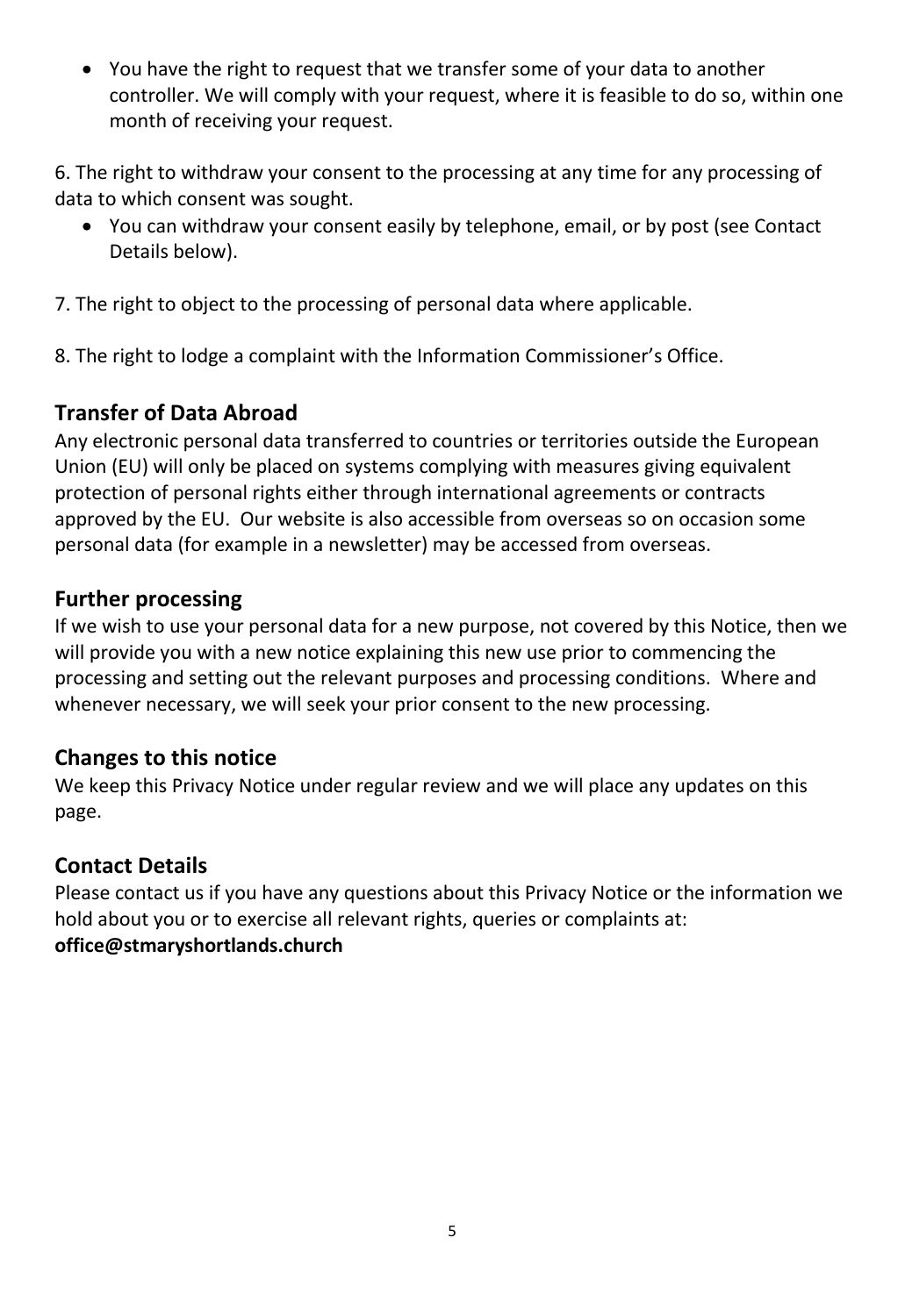- You have the right to request that we transfer some of your data to another controller. We will comply with your request, where it is feasible to do so, within one month of receiving your request.

6. The right to withdraw your consent to the processing at any time for any processing of data to which consent was sought.

- You can withdraw your consent easily by telephone, email, or by post (see Contact Details below).

7. The right to object to the processing of personal data where applicable.

8. The right to lodge a complaint with the Information Commissioner's Office.

## Transfer of Data Abroad

Any electronic personal data transferred to countries or territories outside the European Union (EU) will only be placed on systems complying with measures giving equivalent protection of personal rights either through international agreements or contracts approved by the EU. Our website is also accessible from overseas so on occasion some personal data (for example in a newsletter) may be accessed from overseas.

## Further processing

If we wish to use your personal data for a new purpose, not covered by this Notice, then we will provide you with a new notice explaining this new use prior to commencing the processing and setting out the relevant purposes and processing conditions. Where and whenever necessary, we will seek your prior consent to the new processing.

## Changes to this notice

We keep this Privacy Notice under regular review and we will place any updates on this page.

## Contact Details

Please contact us if you have any questions about this Privacy Notice or the information we hold about you or to exercise all relevant rights, queries or complaints at:
**office@stmaryshortlands.church**